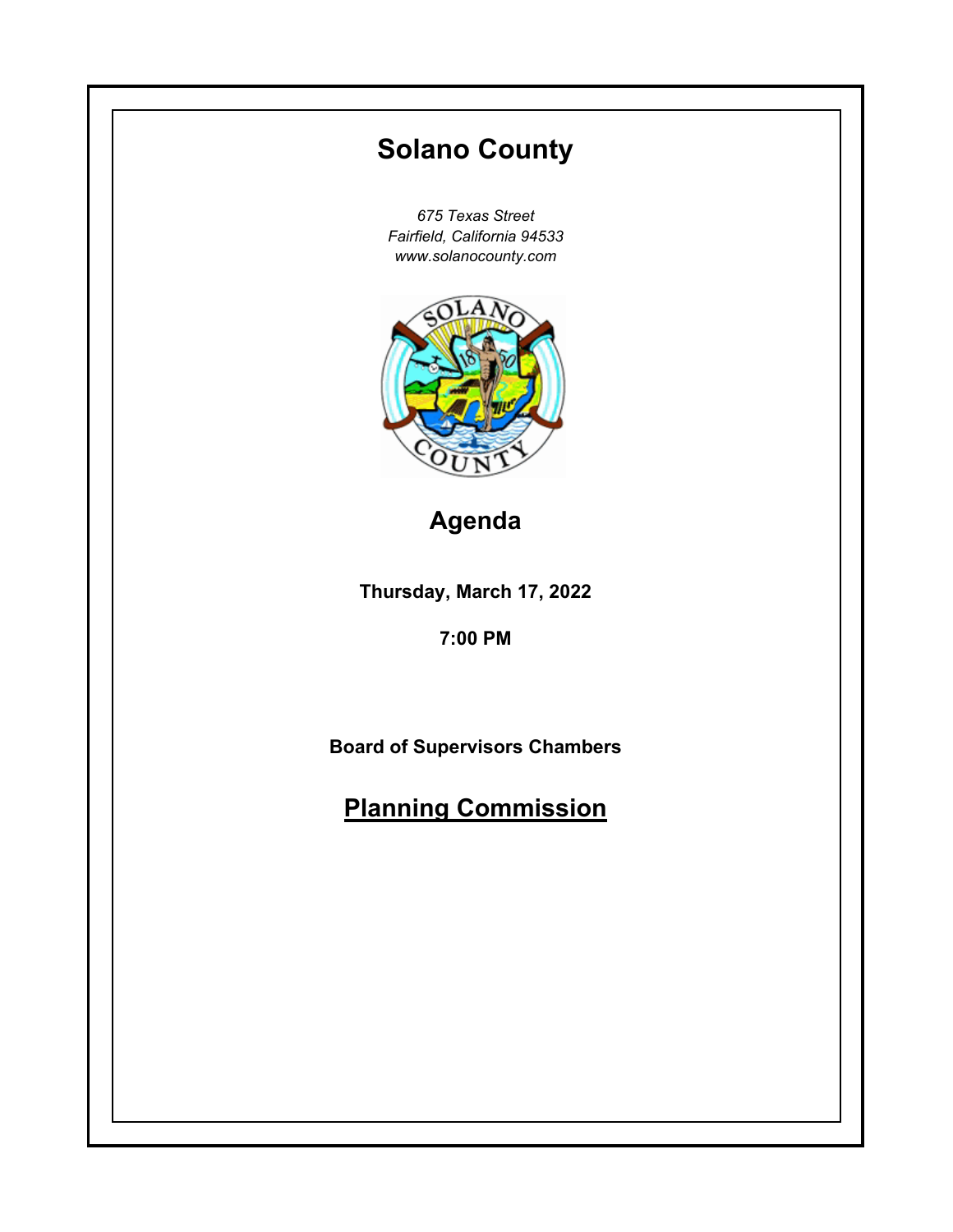# Solano County

*675 Texas Street*
*Fairfield, California 94533*
*www.solanocounty.com*

## Agenda

**Thursday, March 17, 2022**

**7:00 PM**

**Board of Supervisors Chambers**

## Planning Commission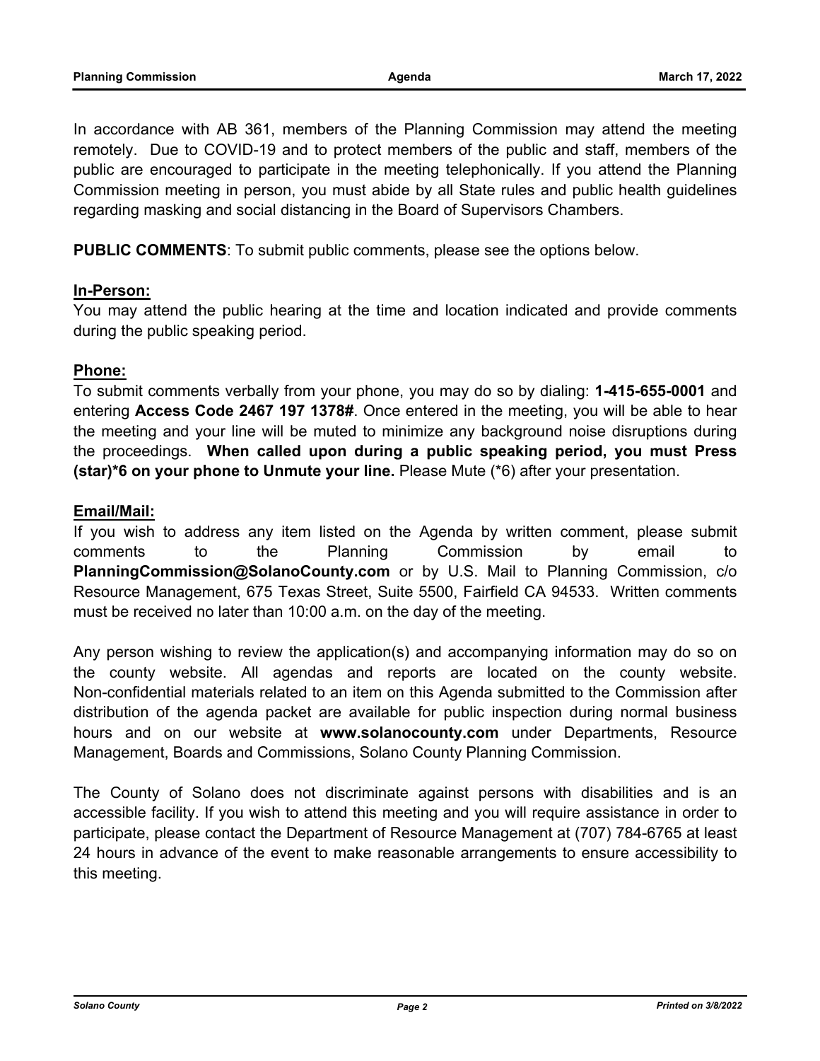In accordance with AB 361, members of the Planning Commission may attend the meeting remotely. Due to COVID-19 and to protect members of the public and staff, members of the public are encouraged to participate in the meeting telephonically. If you attend the Planning Commission meeting in person, you must abide by all State rules and public health guidelines regarding masking and social distancing in the Board of Supervisors Chambers.

**PUBLIC COMMENTS**: To submit public comments, please see the options below.

**In-Person:**

You may attend the public hearing at the time and location indicated and provide comments during the public speaking period.

**Phone:**

To submit comments verbally from your phone, you may do so by dialing: **1-415-655-0001** and entering **Access Code 2467 197 1378#**. Once entered in the meeting, you will be able to hear the meeting and your line will be muted to minimize any background noise disruptions during the proceedings. **When called upon during a public speaking period, you must Press (star)*6 on your phone to Unmute your line.** Please Mute (*6) after your presentation.

**Email/Mail:**

If you wish to address any item listed on the Agenda by written comment, please submit comments to the Planning Commission by email to **PlanningCommission@SolanoCounty.com** or by U.S. Mail to Planning Commission, c/o Resource Management, 675 Texas Street, Suite 5500, Fairfield CA 94533. Written comments must be received no later than 10:00 a.m. on the day of the meeting.

Any person wishing to review the application(s) and accompanying information may do so on the county website. All agendas and reports are located on the county website. Non-confidential materials related to an item on this Agenda submitted to the Commission after distribution of the agenda packet are available for public inspection during normal business hours and on our website at **www.solanocounty.com** under Departments, Resource Management, Boards and Commissions, Solano County Planning Commission.

The County of Solano does not discriminate against persons with disabilities and is an accessible facility. If you wish to attend this meeting and you will require assistance in order to participate, please contact the Department of Resource Management at (707) 784-6765 at least 24 hours in advance of the event to make reasonable arrangements to ensure accessibility to this meeting.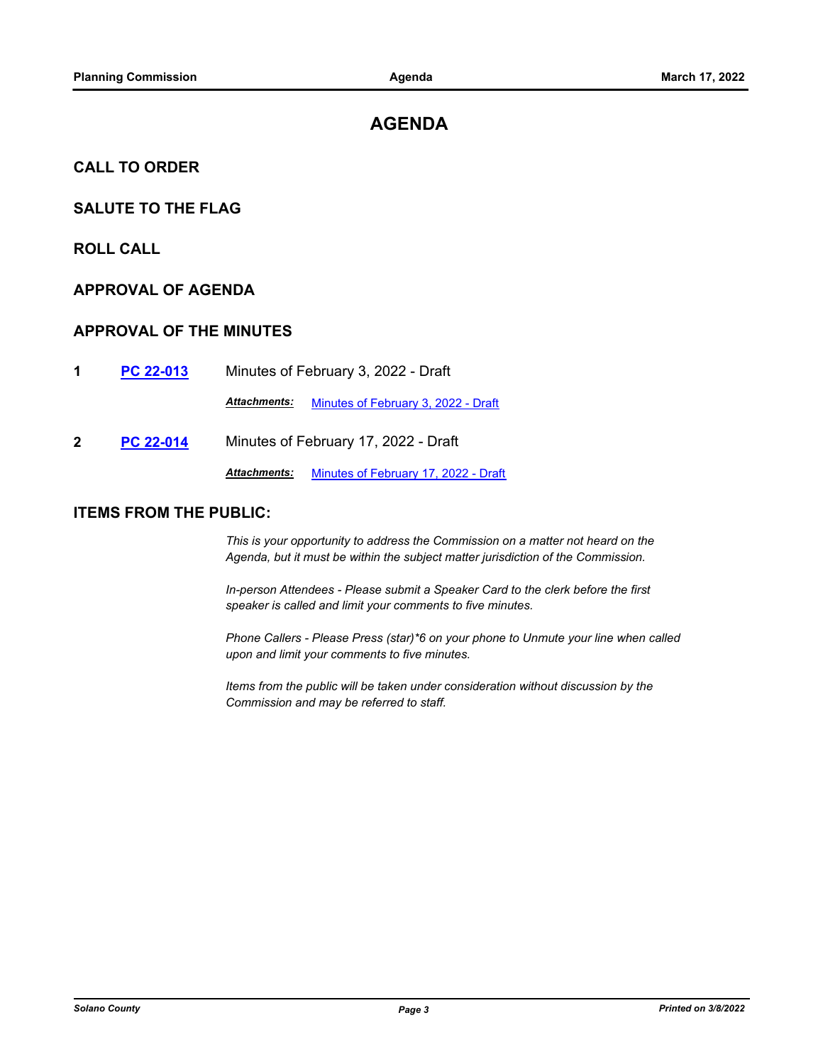# AGENDA

## CALL TO ORDER

## SALUTE TO THE FLAG

## ROLL CALL

## APPROVAL OF AGENDA

## APPROVAL OF THE MINUTES

**1** **PC 22-013** Minutes of February 3, 2022 - Draft

***Attachments:*** Minutes of February 3, 2022 - Draft

**2** **PC 22-014** Minutes of February 17, 2022 - Draft

***Attachments:*** Minutes of February 17, 2022 - Draft

## ITEMS FROM THE PUBLIC:

*This is your opportunity to address the Commission on a matter not heard on the Agenda, but it must be within the subject matter jurisdiction of the Commission.*

*In-person Attendees - Please submit a Speaker Card to the clerk before the first speaker is called and limit your comments to five minutes.*

*Phone Callers - Please Press (star)*6 on your phone to Unmute your line when called upon and limit your comments to five minutes.*

*Items from the public will be taken under consideration without discussion by the Commission and may be referred to staff.*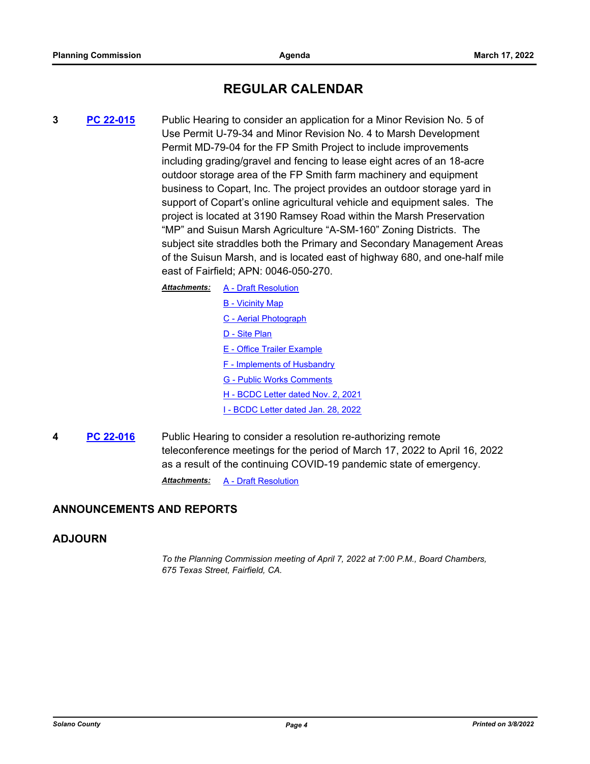## REGULAR CALENDAR

**3** **PC 22-015** Public Hearing to consider an application for a Minor Revision No. 5 of Use Permit U-79-34 and Minor Revision No. 4 to Marsh Development Permit MD-79-04 for the FP Smith Project to include improvements including grading/gravel and fencing to lease eight acres of an 18-acre outdoor storage area of the FP Smith farm machinery and equipment business to Copart, Inc. The project provides an outdoor storage yard in support of Copart's online agricultural vehicle and equipment sales. The project is located at 3190 Ramsey Road within the Marsh Preservation "MP" and Suisun Marsh Agriculture "A-SM-160" Zoning Districts. The subject site straddles both the Primary and Secondary Management Areas of the Suisun Marsh, and is located east of highway 680, and one-half mile east of Fairfield; APN: 0046-050-270.

***Attachments:***
- A - Draft Resolution
- B - Vicinity Map
- C - Aerial Photograph
- D - Site Plan
- E - Office Trailer Example
- F - Implements of Husbandry
- G - Public Works Comments
- H - BCDC Letter dated Nov. 2, 2021
- I - BCDC Letter dated Jan. 28, 2022

**4** **PC 22-016** Public Hearing to consider a resolution re-authorizing remote teleconference meetings for the period of March 17, 2022 to April 16, 2022 as a result of the continuing COVID-19 pandemic state of emergency.

***Attachments:***
- A - Draft Resolution

## ANNOUNCEMENTS AND REPORTS

## ADJOURN

*To the Planning Commission meeting of April 7, 2022 at 7:00 P.M., Board Chambers, 675 Texas Street, Fairfield, CA.*